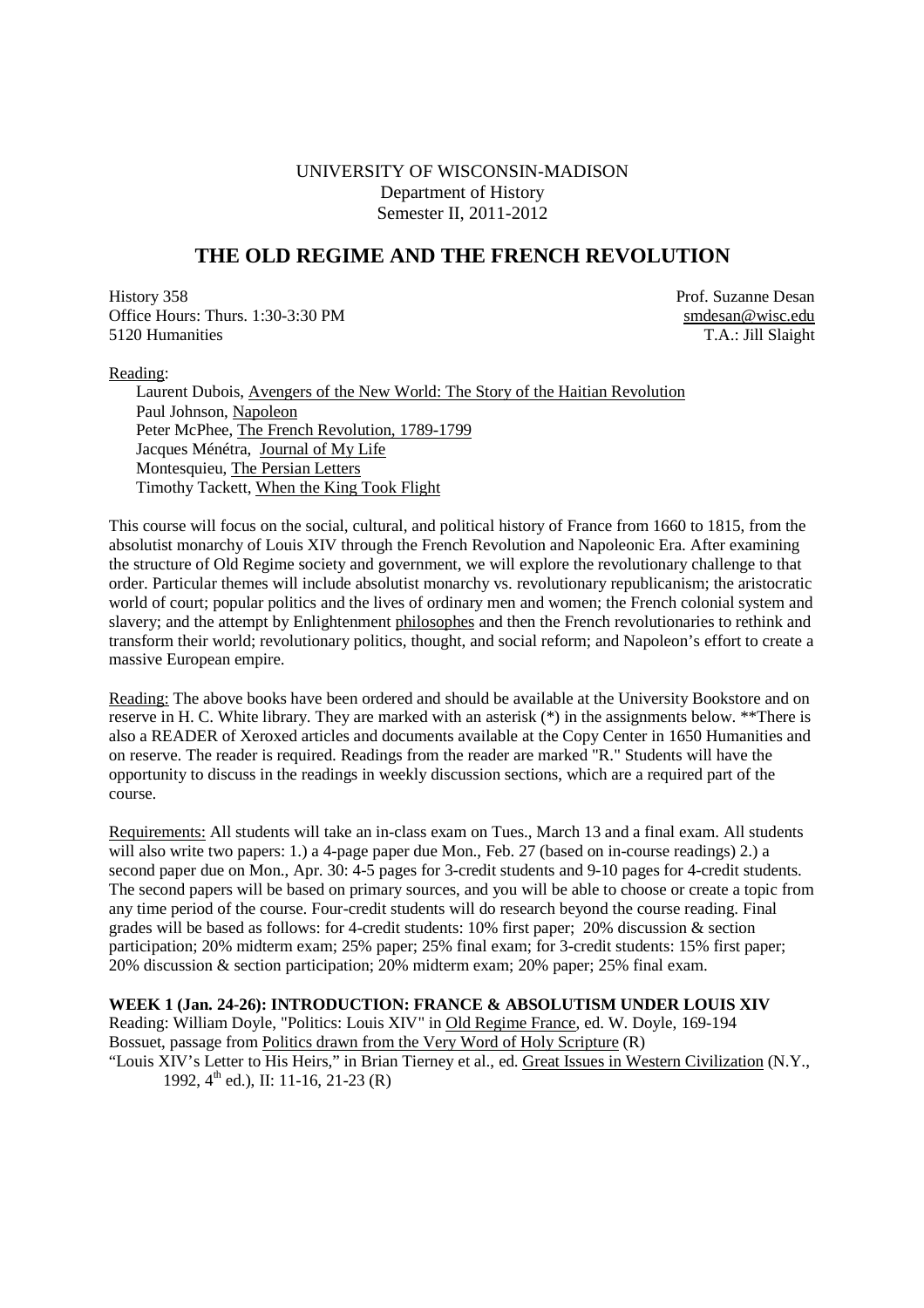UNIVERSITY OF WISCONSIN-MADISON
Department of History
Semester II, 2011-2012

# THE OLD REGIME AND THE FRENCH REVOLUTION

History 358
Office Hours: Thurs. 1:30-3:30 PM
5120 Humanities

Prof. Suzanne Desan
smdesan@wisc.edu
T.A.: Jill Slaight

Reading:

- Laurent Dubois, Avengers of the New World: The Story of the Haitian Revolution
- Paul Johnson, Napoleon
- Peter McPhee, The French Revolution, 1789-1799
- Jacques Ménétra, Journal of My Life
- Montesquieu, The Persian Letters
- Timothy Tackett, When the King Took Flight

This course will focus on the social, cultural, and political history of France from 1660 to 1815, from the absolutist monarchy of Louis XIV through the French Revolution and Napoleonic Era. After examining the structure of Old Regime society and government, we will explore the revolutionary challenge to that order. Particular themes will include absolutist monarchy vs. revolutionary republicanism; the aristocratic world of court; popular politics and the lives of ordinary men and women; the French colonial system and slavery; and the attempt by Enlightenment philosophes and then the French revolutionaries to rethink and transform their world; revolutionary politics, thought, and social reform; and Napoleon's effort to create a massive European empire.

Reading: The above books have been ordered and should be available at the University Bookstore and on reserve in H. C. White library. They are marked with an asterisk (*) in the assignments below. **There is also a READER of Xeroxed articles and documents available at the Copy Center in 1650 Humanities and on reserve. The reader is required. Readings from the reader are marked "R." Students will have the opportunity to discuss in the readings in weekly discussion sections, which are a required part of the course.

Requirements: All students will take an in-class exam on Tues., March 13 and a final exam. All students will also write two papers: 1.) a 4-page paper due Mon., Feb. 27 (based on in-course readings) 2.) a second paper due on Mon., Apr. 30: 4-5 pages for 3-credit students and 9-10 pages for 4-credit students. The second papers will be based on primary sources, and you will be able to choose or create a topic from any time period of the course. Four-credit students will do research beyond the course reading. Final grades will be based as follows: for 4-credit students: 10% first paper; 20% discussion & section participation; 20% midterm exam; 25% paper; 25% final exam; for 3-credit students: 15% first paper; 20% discussion & section participation; 20% midterm exam; 20% paper; 25% final exam.

**WEEK 1 (Jan. 24-26): INTRODUCTION: FRANCE & ABSOLUTISM UNDER LOUIS XIV**

Reading: William Doyle, "Politics: Louis XIV" in Old Regime France, ed. W. Doyle, 169-194

Bossuet, passage from Politics drawn from the Very Word of Holy Scripture (R)

"Louis XIV's Letter to His Heirs," in Brian Tierney et al., ed. Great Issues in Western Civilization (N.Y., 1992, 4th ed.), II: 11-16, 21-23 (R)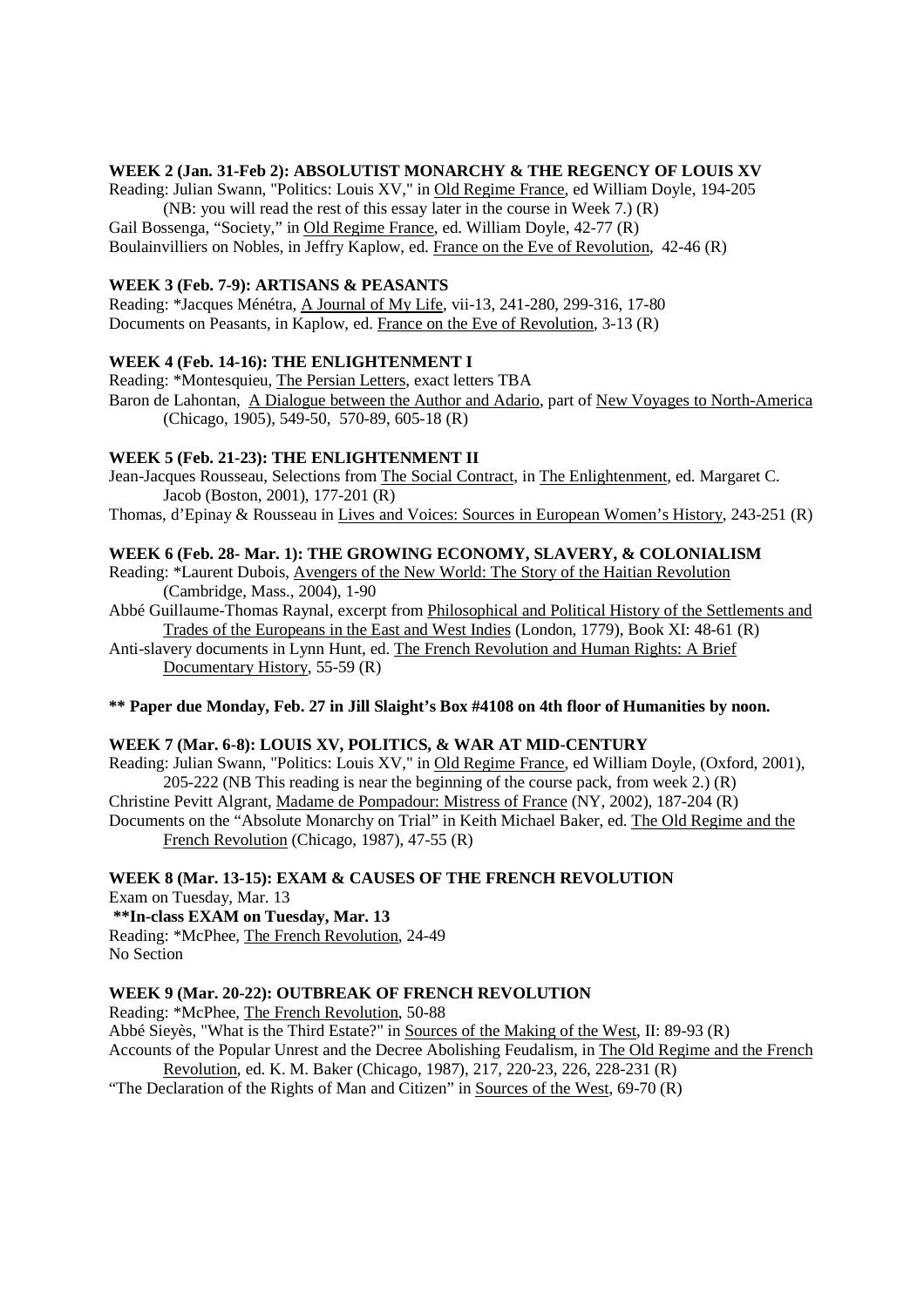**WEEK 2 (Jan. 31-Feb 2): ABSOLUTIST MONARCHY & THE REGENCY OF LOUIS XV**

Reading: Julian Swann, "Politics: Louis XV," in Old Regime France, ed William Doyle, 194-205 (NB: you will read the rest of this essay later in the course in Week 7.) (R)

Gail Bossenga, "Society," in Old Regime France, ed. William Doyle, 42-77 (R)

Boulainvilliers on Nobles, in Jeffry Kaplow, ed. France on the Eve of Revolution, 42-46 (R)

**WEEK 3 (Feb. 7-9): ARTISANS & PEASANTS**

Reading: *Jacques Ménétra, A Journal of My Life, vii-13, 241-280, 299-316, 17-80

Documents on Peasants, in Kaplow, ed. France on the Eve of Revolution, 3-13 (R)

**WEEK 4 (Feb. 14-16): THE ENLIGHTENMENT I**

Reading: *Montesquieu, The Persian Letters, exact letters TBA

Baron de Lahontan, A Dialogue between the Author and Adario, part of New Voyages to North-America (Chicago, 1905), 549-50, 570-89, 605-18 (R)

**WEEK 5 (Feb. 21-23): THE ENLIGHTENMENT II**

Jean-Jacques Rousseau, Selections from The Social Contract, in The Enlightenment, ed. Margaret C. Jacob (Boston, 2001), 177-201 (R)

Thomas, d'Epinay & Rousseau in Lives and Voices: Sources in European Women's History, 243-251 (R)

**WEEK 6 (Feb. 28- Mar. 1): THE GROWING ECONOMY, SLAVERY, & COLONIALISM**

Reading: *Laurent Dubois, Avengers of the New World: The Story of the Haitian Revolution (Cambridge, Mass., 2004), 1-90

Abbé Guillaume-Thomas Raynal, excerpt from Philosophical and Political History of the Settlements and Trades of the Europeans in the East and West Indies (London, 1779), Book XI: 48-61 (R)

Anti-slavery documents in Lynn Hunt, ed. The French Revolution and Human Rights: A Brief Documentary History, 55-59 (R)

**** Paper due Monday, Feb. 27 in Jill Slaight's Box #4108 on 4th floor of Humanities by noon.**

**WEEK 7 (Mar. 6-8): LOUIS XV, POLITICS, & WAR AT MID-CENTURY**

Reading: Julian Swann, "Politics: Louis XV," in Old Regime France, ed William Doyle, (Oxford, 2001), 205-222 (NB This reading is near the beginning of the course pack, from week 2.) (R)

Christine Pevitt Algrant, Madame de Pompadour: Mistress of France (NY, 2002), 187-204 (R)

Documents on the "Absolute Monarchy on Trial" in Keith Michael Baker, ed. The Old Regime and the French Revolution (Chicago, 1987), 47-55 (R)

**WEEK 8 (Mar. 13-15): EXAM & CAUSES OF THE FRENCH REVOLUTION**

Exam on Tuesday, Mar. 13

****In-class EXAM on Tuesday, Mar. 13**

Reading: *McPhee, The French Revolution, 24-49

No Section

**WEEK 9 (Mar. 20-22): OUTBREAK OF FRENCH REVOLUTION**

Reading: *McPhee, The French Revolution, 50-88

Abbé Sieyès, "What is the Third Estate?" in Sources of the Making of the West, II: 89-93 (R)

Accounts of the Popular Unrest and the Decree Abolishing Feudalism, in The Old Regime and the French Revolution, ed. K. M. Baker (Chicago, 1987), 217, 220-23, 226, 228-231 (R)

"The Declaration of the Rights of Man and Citizen" in Sources of the West, 69-70 (R)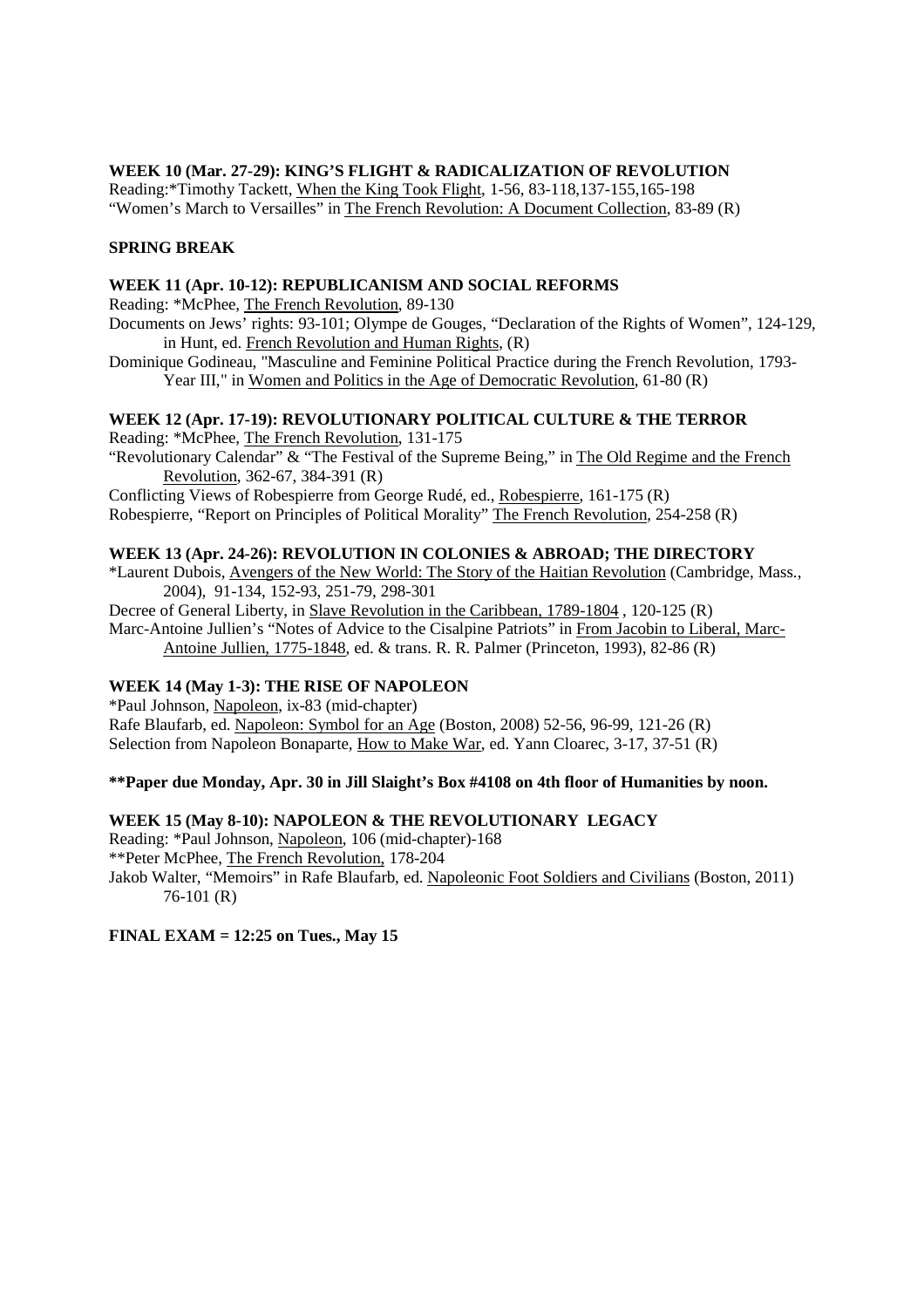**WEEK 10 (Mar. 27-29): KING'S FLIGHT & RADICALIZATION OF REVOLUTION**

Reading:*Timothy Tackett, When the King Took Flight, 1-56, 83-118,137-155,165-198

"Women's March to Versailles" in The French Revolution: A Document Collection, 83-89 (R)

**SPRING BREAK**

**WEEK 11 (Apr. 10-12): REPUBLICANISM AND SOCIAL REFORMS**

Reading: *McPhee, The French Revolution, 89-130

Documents on Jews' rights: 93-101; Olympe de Gouges, "Declaration of the Rights of Women", 124-129, in Hunt, ed. French Revolution and Human Rights, (R)

Dominique Godineau, "Masculine and Feminine Political Practice during the French Revolution, 1793-Year III," in Women and Politics in the Age of Democratic Revolution, 61-80 (R)

**WEEK 12 (Apr. 17-19): REVOLUTIONARY POLITICAL CULTURE & THE TERROR**

Reading: *McPhee, The French Revolution, 131-175

"Revolutionary Calendar" & "The Festival of the Supreme Being," in The Old Regime and the French Revolution, 362-67, 384-391 (R)

Conflicting Views of Robespierre from George Rudé, ed., Robespierre, 161-175 (R)

Robespierre, "Report on Principles of Political Morality" The French Revolution, 254-258 (R)

**WEEK 13 (Apr. 24-26): REVOLUTION IN COLONIES & ABROAD; THE DIRECTORY**

*Laurent Dubois, Avengers of the New World: The Story of the Haitian Revolution (Cambridge, Mass., 2004), 91-134, 152-93, 251-79, 298-301

Decree of General Liberty, in Slave Revolution in the Caribbean, 1789-1804 , 120-125 (R)

Marc-Antoine Jullien's "Notes of Advice to the Cisalpine Patriots" in From Jacobin to Liberal, Marc-Antoine Jullien, 1775-1848, ed. & trans. R. R. Palmer (Princeton, 1993), 82-86 (R)

**WEEK 14 (May 1-3): THE RISE OF NAPOLEON**

*Paul Johnson, Napoleon, ix-83 (mid-chapter)

Rafe Blaufarb, ed. Napoleon: Symbol for an Age (Boston, 2008) 52-56, 96-99, 121-26 (R)

Selection from Napoleon Bonaparte, How to Make War, ed. Yann Cloarec, 3-17, 37-51 (R)

**\*\*Paper due Monday, Apr. 30 in Jill Slaight's Box #4108 on 4th floor of Humanities by noon.**

**WEEK 15 (May 8-10): NAPOLEON & THE REVOLUTIONARY LEGACY**

Reading: *Paul Johnson, Napoleon, 106 (mid-chapter)-168

**Peter McPhee, The French Revolution, 178-204

Jakob Walter, "Memoirs" in Rafe Blaufarb, ed. Napoleonic Foot Soldiers and Civilians (Boston, 2011) 76-101 (R)

**FINAL EXAM = 12:25 on Tues., May 15**